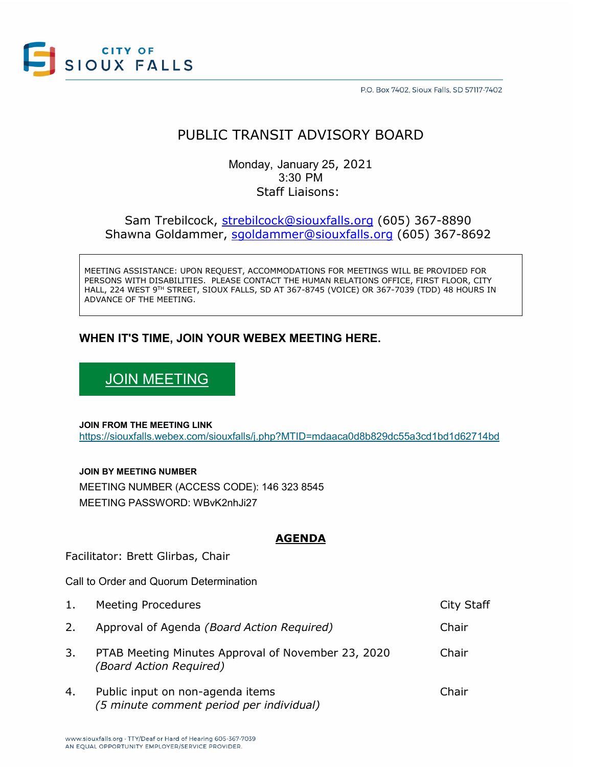CITY OF SIOUX FALLS

P.O. Box 7402, Sioux Falls, SD 57117-7402

# PUBLIC TRANSIT ADVISORY BOARD

Monday, January 25, 2021
3:30 PM
Staff Liaisons:

Sam Trebilcock, strebilcock@siouxfalls.org (605) 367-8890
Shawna Goldammer, sgoldammer@siouxfalls.org (605) 367-8692

MEETING ASSISTANCE: UPON REQUEST, ACCOMMODATIONS FOR MEETINGS WILL BE PROVIDED FOR PERSONS WITH DISABILITIES. PLEASE CONTACT THE HUMAN RELATIONS OFFICE, FIRST FLOOR, CITY HALL, 224 WEST 9TH STREET, SIOUX FALLS, SD AT 367-8745 (VOICE) OR 367-7039 (TDD) 48 HOURS IN ADVANCE OF THE MEETING.

**WHEN IT'S TIME, JOIN YOUR WEBEX MEETING HERE.**

JOIN MEETING

**JOIN FROM THE MEETING LINK**
https://siouxfalls.webex.com/siouxfalls/j.php?MTID=mdaaca0d8b829dc55a3cd1bd1d62714bd

**JOIN BY MEETING NUMBER**
MEETING NUMBER (ACCESS CODE): 146 323 8545
MEETING PASSWORD: WBvK2nhJi27

## AGENDA

Facilitator: Brett Glirbas, Chair

Call to Order and Quorum Determination

| | | |
|---|---|---|
| 1. | Meeting Procedures | City Staff |
| 2. | Approval of Agenda *(Board Action Required)* | Chair |
| 3. | PTAB Meeting Minutes Approval of November 23, 2020 *(Board Action Required)* | Chair |
| 4. | Public input on non-agenda items *(5 minute comment period per individual)* | Chair |

www.siouxfalls.org · TTY/Deaf or Hard of Hearing 605-367-7039
AN EQUAL OPPORTUNITY EMPLOYER/SERVICE PROVIDER.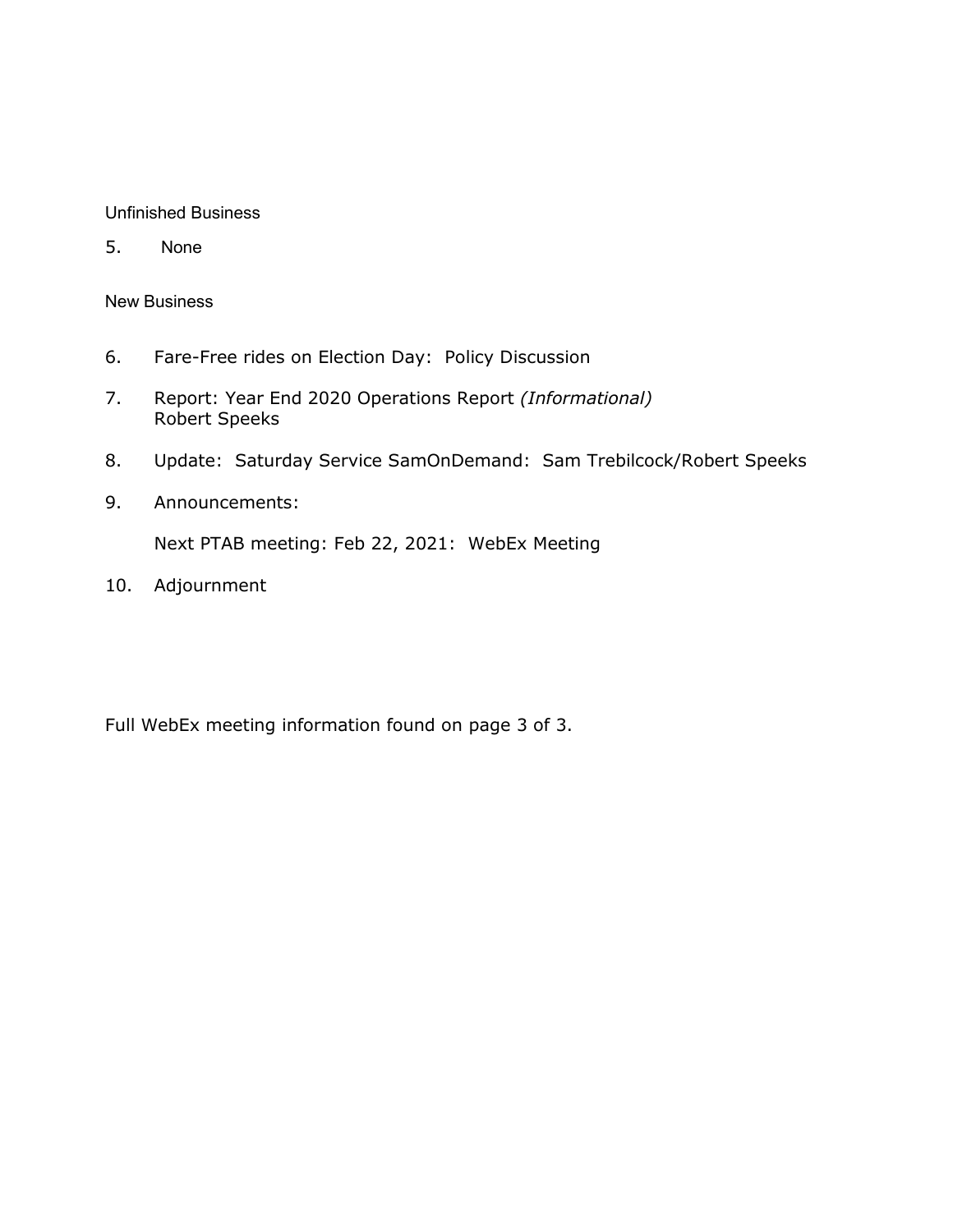Unfinished Business

5. None

New Business

6. Fare-Free rides on Election Day: Policy Discussion

7. Report: Year End 2020 Operations Report *(Informational)*
   Robert Speeks

8. Update: Saturday Service SamOnDemand: Sam Trebilcock/Robert Speeks

9. Announcements:

   Next PTAB meeting: Feb 22, 2021: WebEx Meeting

10. Adjournment

Full WebEx meeting information found on page 3 of 3.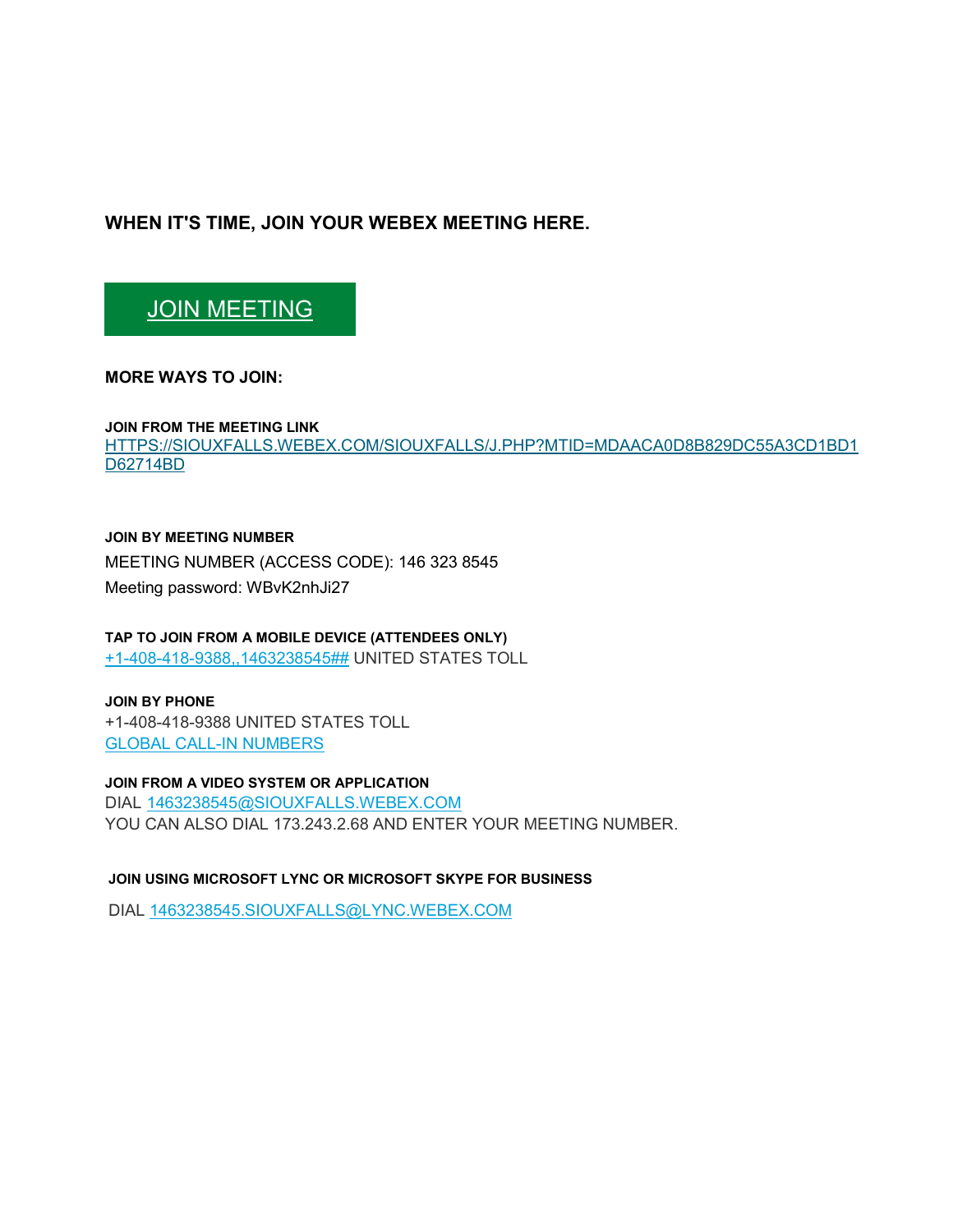**WHEN IT'S TIME, JOIN YOUR WEBEX MEETING HERE.**

JOIN MEETING

**MORE WAYS TO JOIN:**

**JOIN FROM THE MEETING LINK**
HTTPS://SIOUXFALLS.WEBEX.COM/SIOUXFALLS/J.PHP?MTID=MDAACA0D8B829DC55A3CD1BD1D62714BD

**JOIN BY MEETING NUMBER**
MEETING NUMBER (ACCESS CODE): 146 323 8545
Meeting password: WBvK2nhJi27

**TAP TO JOIN FROM A MOBILE DEVICE (ATTENDEES ONLY)**
+1-408-418-9388,,1463238545## UNITED STATES TOLL

**JOIN BY PHONE**
+1-408-418-9388 UNITED STATES TOLL
GLOBAL CALL-IN NUMBERS

**JOIN FROM A VIDEO SYSTEM OR APPLICATION**
DIAL 1463238545@SIOUXFALLS.WEBEX.COM
YOU CAN ALSO DIAL 173.243.2.68 AND ENTER YOUR MEETING NUMBER.

**JOIN USING MICROSOFT LYNC OR MICROSOFT SKYPE FOR BUSINESS**
DIAL 1463238545.SIOUXFALLS@LYNC.WEBEX.COM